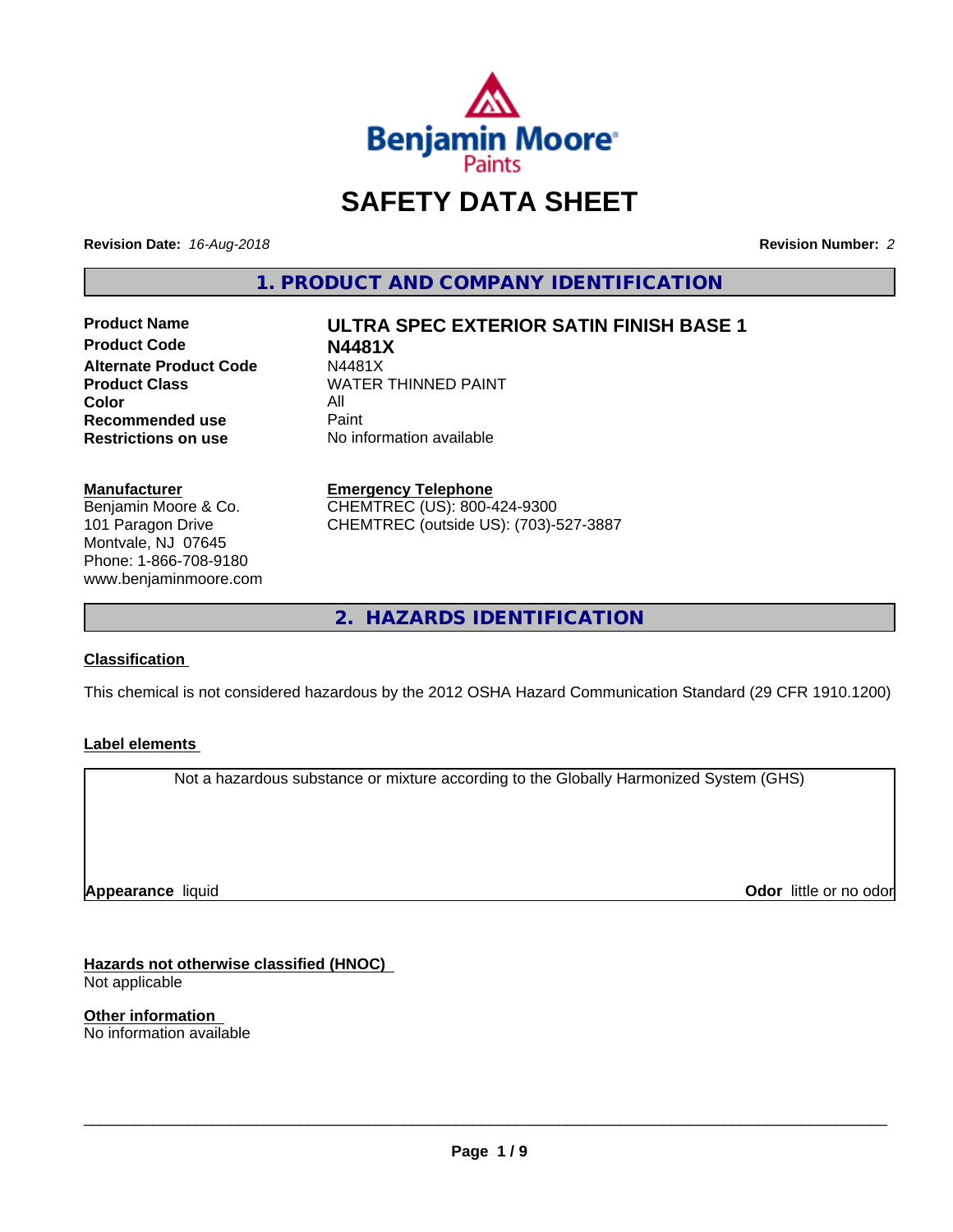Benjamin Moore Paints

# SAFETY DATA SHEET

**Revision Date:** *16-Aug-2018* **Revision Number:** *2*

## 1. PRODUCT AND COMPANY IDENTIFICATION

| | |
|---|---|
| **Product Name** | **ULTRA SPEC EXTERIOR SATIN FINISH BASE 1** |
| **Product Code** | **N4481X** |
| **Alternate Product Code** | N4481X |
| **Product Class** | WATER THINNED PAINT |
| **Color** | All |
| **Recommended use** | Paint |
| **Restrictions on use** | No information available |

**Manufacturer**
Benjamin Moore & Co.
101 Paragon Drive
Montvale, NJ 07645
Phone: 1-866-708-9180
www.benjaminmoore.com

**Emergency Telephone**
CHEMTREC (US): 800-424-9300
CHEMTREC (outside US): (703)-527-3887

## 2. HAZARDS IDENTIFICATION

**Classification**

This chemical is not considered hazardous by the 2012 OSHA Hazard Communication Standard (29 CFR 1910.1200)

**Label elements**

Not a hazardous substance or mixture according to the Globally Harmonized System (GHS)

**Appearance** liquid **Odor** little or no odor

**Hazards not otherwise classified (HNOC)**
Not applicable

**Other information**
No information available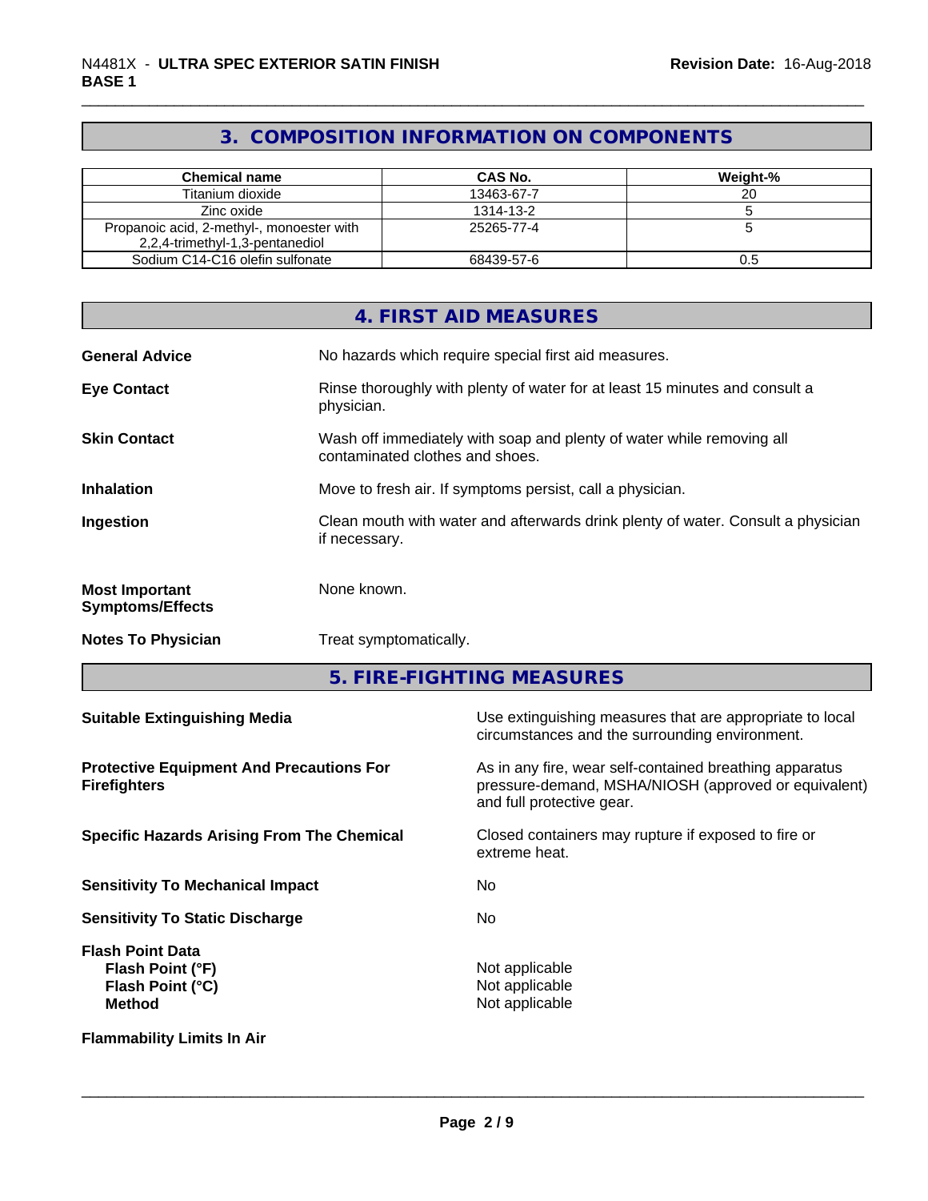## 3. COMPOSITION INFORMATION ON COMPONENTS

| Chemical name | CAS No. | Weight-% |
|---|---|---|
| Titanium dioxide | 13463-67-7 | 20 |
| Zinc oxide | 1314-13-2 | 5 |
| Propanoic acid, 2-methyl-, monoester with 2,2,4-trimethyl-1,3-pentanediol | 25265-77-4 | 5 |
| Sodium C14-C16 olefin sulfonate | 68439-57-6 | 0.5 |

## 4. FIRST AID MEASURES

**General Advice** No hazards which require special first aid measures.

**Eye Contact** Rinse thoroughly with plenty of water for at least 15 minutes and consult a physician.

**Skin Contact** Wash off immediately with soap and plenty of water while removing all contaminated clothes and shoes.

**Inhalation** Move to fresh air. If symptoms persist, call a physician.

**Ingestion** Clean mouth with water and afterwards drink plenty of water. Consult a physician if necessary.

**Most Important Symptoms/Effects** None known.

**Notes To Physician** Treat symptomatically.

## 5. FIRE-FIGHTING MEASURES

**Suitable Extinguishing Media** Use extinguishing measures that are appropriate to local circumstances and the surrounding environment.

**Protective Equipment And Precautions For Firefighters** As in any fire, wear self-contained breathing apparatus pressure-demand, MSHA/NIOSH (approved or equivalent) and full protective gear.

**Specific Hazards Arising From The Chemical** Closed containers may rupture if exposed to fire or extreme heat.

**Sensitivity To Mechanical Impact** No

**Sensitivity To Static Discharge** No

**Flash Point Data**
**Flash Point (°F)** Not applicable
**Flash Point (°C)** Not applicable
**Method** Not applicable

**Flammability Limits In Air**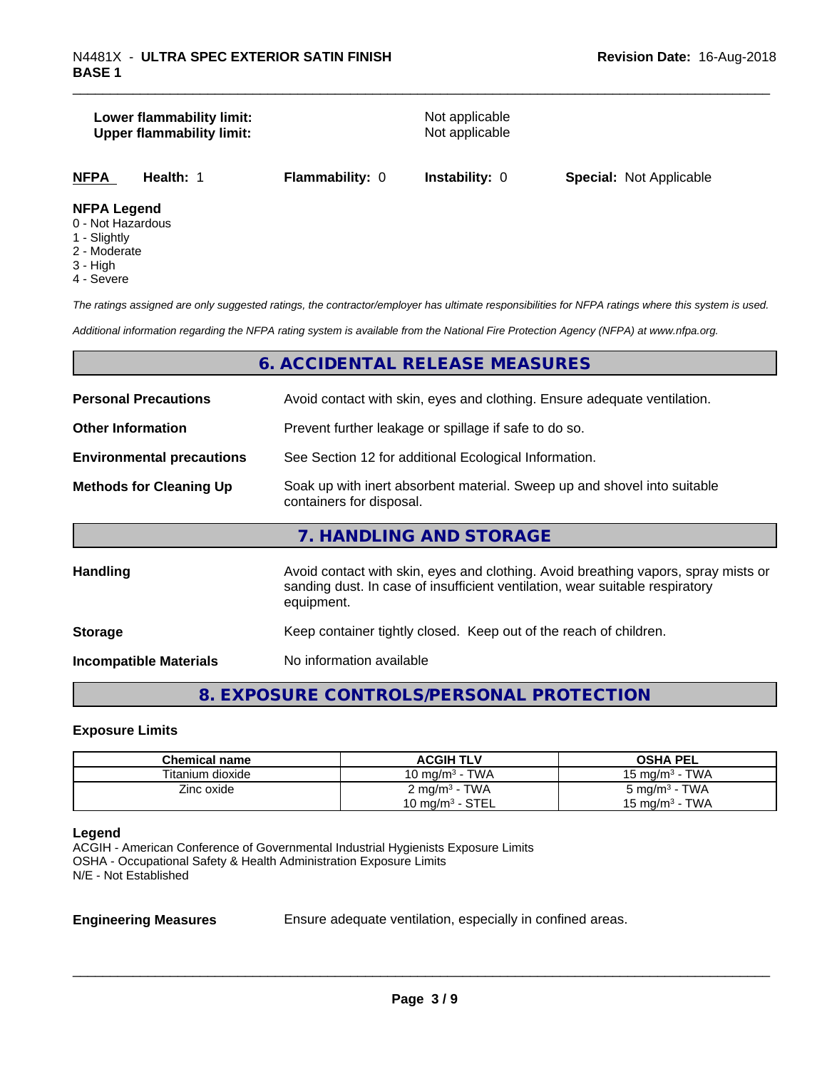**Lower flammability limit:** Not applicable
**Upper flammability limit:** Not applicable

**NFPA** **Health:** 1 **Flammability:** 0 **Instability:** 0 **Special:** Not Applicable

**NFPA Legend**
0 - Not Hazardous
1 - Slightly
2 - Moderate
3 - High
4 - Severe

*The ratings assigned are only suggested ratings, the contractor/employer has ultimate responsibilities for NFPA ratings where this system is used.*

*Additional information regarding the NFPA rating system is available from the National Fire Protection Agency (NFPA) at www.nfpa.org.*

## 6. ACCIDENTAL RELEASE MEASURES

**Personal Precautions** Avoid contact with skin, eyes and clothing. Ensure adequate ventilation.

**Other Information** Prevent further leakage or spillage if safe to do so.

**Environmental precautions** See Section 12 for additional Ecological Information.

**Methods for Cleaning Up** Soak up with inert absorbent material. Sweep up and shovel into suitable containers for disposal.

## 7. HANDLING AND STORAGE

**Handling** Avoid contact with skin, eyes and clothing. Avoid breathing vapors, spray mists or sanding dust. In case of insufficient ventilation, wear suitable respiratory equipment.

**Storage** Keep container tightly closed. Keep out of the reach of children.

**Incompatible Materials** No information available

## 8. EXPOSURE CONTROLS/PERSONAL PROTECTION

### Exposure Limits

| Chemical name | ACGIH TLV | OSHA PEL |
|---|---|---|
| Titanium dioxide | 10 mg/m³ - TWA | 15 mg/m³ - TWA |
| Zinc oxide | 2 mg/m³ - TWA<br>10 mg/m³ - STEL | 5 mg/m³ - TWA<br>15 mg/m³ - TWA |

**Legend**
ACGIH - American Conference of Governmental Industrial Hygienists Exposure Limits
OSHA - Occupational Safety & Health Administration Exposure Limits
N/E - Not Established

**Engineering Measures** Ensure adequate ventilation, especially in confined areas.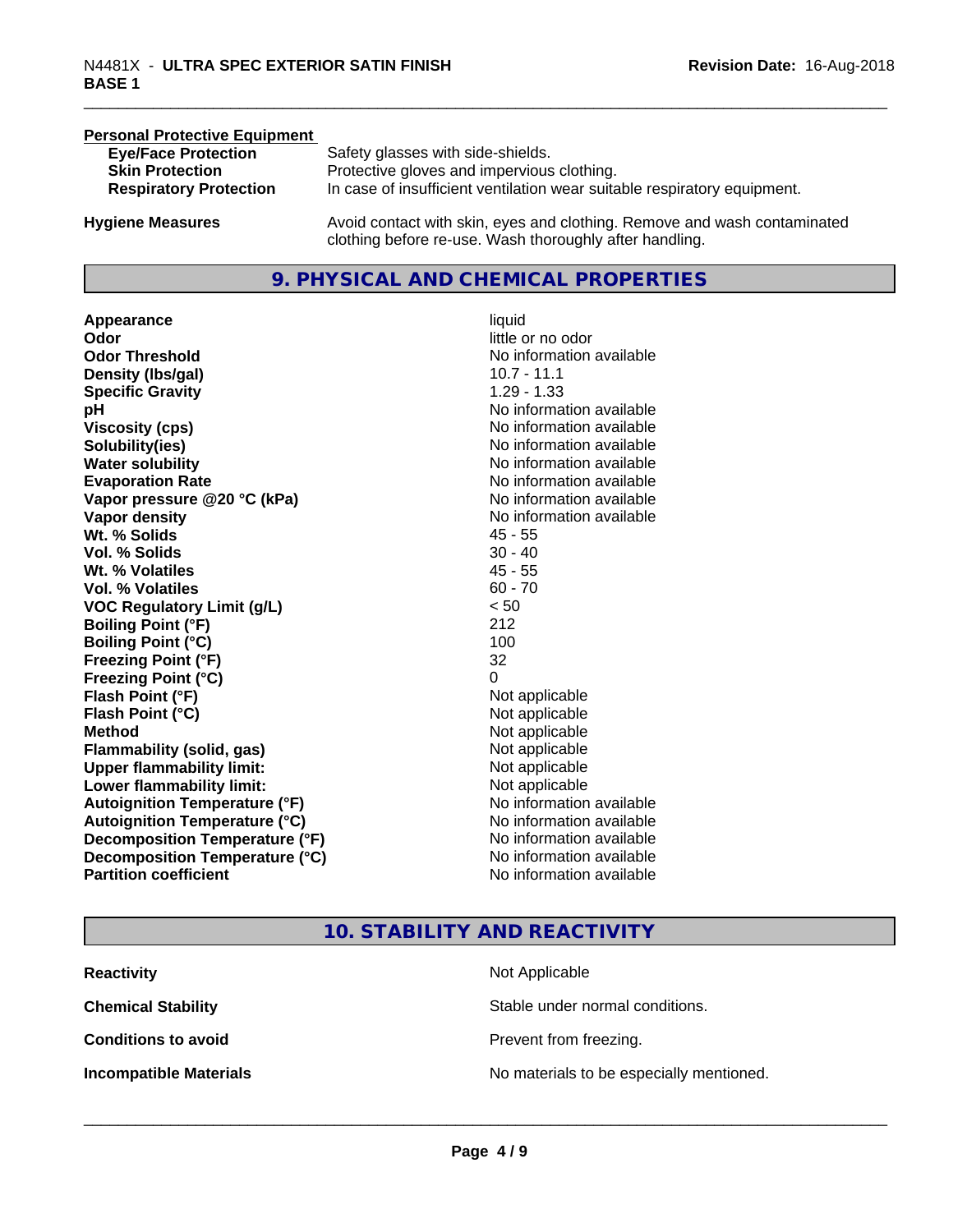**Personal Protective Equipment**

| | |
|---|---|
| **Eye/Face Protection** | Safety glasses with side-shields. |
| **Skin Protection** | Protective gloves and impervious clothing. |
| **Respiratory Protection** | In case of insufficient ventilation wear suitable respiratory equipment. |
| **Hygiene Measures** | Avoid contact with skin, eyes and clothing. Remove and wash contaminated clothing before re-use. Wash thoroughly after handling. |

## 9. PHYSICAL AND CHEMICAL PROPERTIES

| | |
|---|---|
| **Appearance** | liquid |
| **Odor** | little or no odor |
| **Odor Threshold** | No information available |
| **Density (lbs/gal)** | 10.7 - 11.1 |
| **Specific Gravity** | 1.29 - 1.33 |
| **pH** | No information available |
| **Viscosity (cps)** | No information available |
| **Solubility(ies)** | No information available |
| **Water solubility** | No information available |
| **Evaporation Rate** | No information available |
| **Vapor pressure @20 °C (kPa)** | No information available |
| **Vapor density** | No information available |
| **Wt. % Solids** | 45 - 55 |
| **Vol. % Solids** | 30 - 40 |
| **Wt. % Volatiles** | 45 - 55 |
| **Vol. % Volatiles** | 60 - 70 |
| **VOC Regulatory Limit (g/L)** | < 50 |
| **Boiling Point (°F)** | 212 |
| **Boiling Point (°C)** | 100 |
| **Freezing Point (°F)** | 32 |
| **Freezing Point (°C)** | 0 |
| **Flash Point (°F)** | Not applicable |
| **Flash Point (°C)** | Not applicable |
| **Method** | Not applicable |
| **Flammability (solid, gas)** | Not applicable |
| **Upper flammability limit:** | Not applicable |
| **Lower flammability limit:** | Not applicable |
| **Autoignition Temperature (°F)** | No information available |
| **Autoignition Temperature (°C)** | No information available |
| **Decomposition Temperature (°F)** | No information available |
| **Decomposition Temperature (°C)** | No information available |
| **Partition coefficient** | No information available |

## 10. STABILITY AND REACTIVITY

| | |
|---|---|
| **Reactivity** | Not Applicable |
| **Chemical Stability** | Stable under normal conditions. |
| **Conditions to avoid** | Prevent from freezing. |
| **Incompatible Materials** | No materials to be especially mentioned. |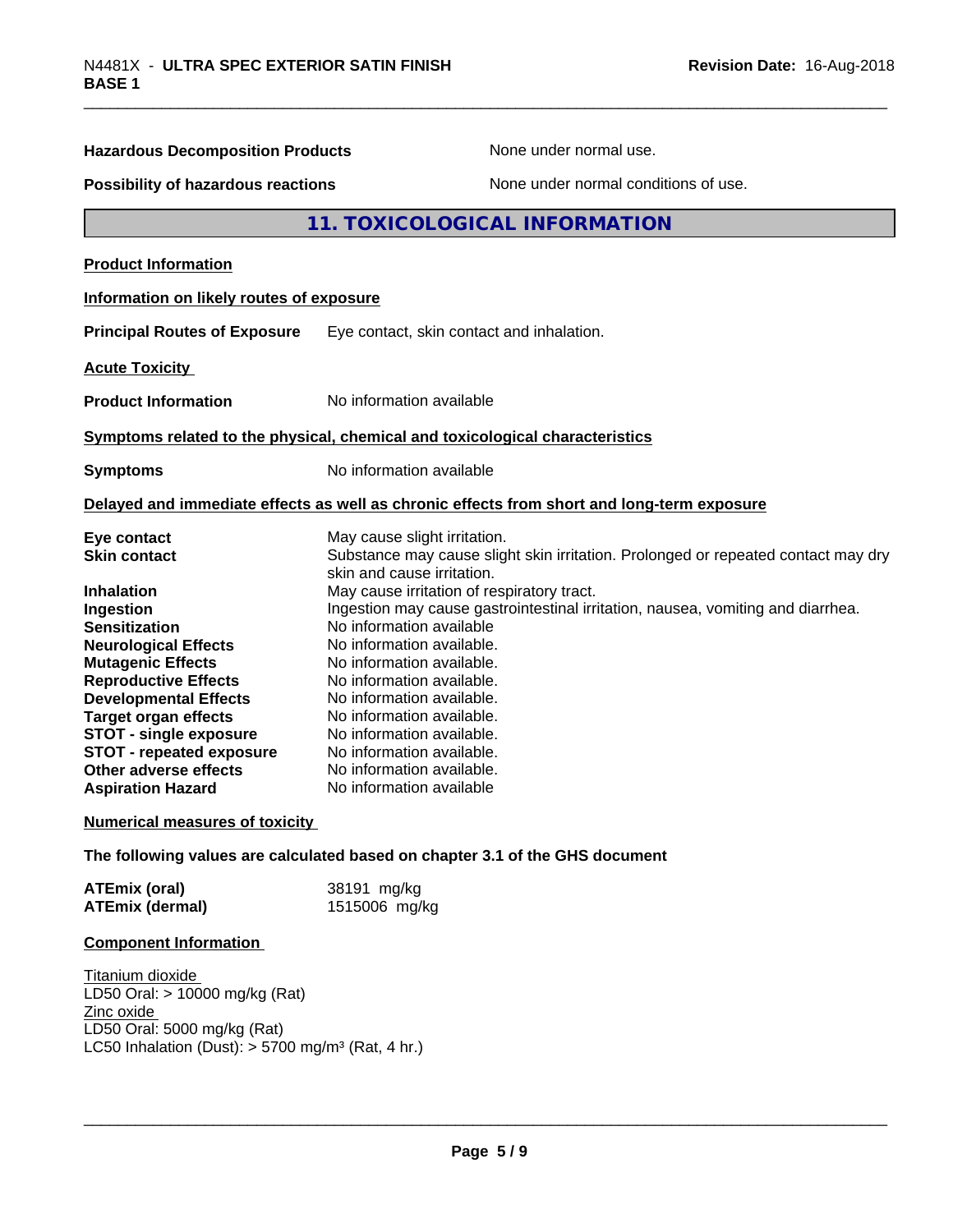**Hazardous Decomposition Products** None under normal use.

**Possibility of hazardous reactions** None under normal conditions of use.

## 11. TOXICOLOGICAL INFORMATION

**Product Information**

**Information on likely routes of exposure**

**Principal Routes of Exposure** Eye contact, skin contact and inhalation.

**Acute Toxicity**

**Product Information** No information available

**Symptoms related to the physical, chemical and toxicological characteristics**

**Symptoms** No information available

**Delayed and immediate effects as well as chronic effects from short and long-term exposure**

| | |
|---|---|
| **Eye contact** | May cause slight irritation. |
| **Skin contact** | Substance may cause slight skin irritation. Prolonged or repeated contact may dry skin and cause irritation. |
| **Inhalation** | May cause irritation of respiratory tract. |
| **Ingestion** | Ingestion may cause gastrointestinal irritation, nausea, vomiting and diarrhea. |
| **Sensitization** | No information available |
| **Neurological Effects** | No information available. |
| **Mutagenic Effects** | No information available. |
| **Reproductive Effects** | No information available. |
| **Developmental Effects** | No information available. |
| **Target organ effects** | No information available. |
| **STOT - single exposure** | No information available. |
| **STOT - repeated exposure** | No information available. |
| **Other adverse effects** | No information available. |
| **Aspiration Hazard** | No information available |

**Numerical measures of toxicity**

**The following values are calculated based on chapter 3.1 of the GHS document**

| | |
|---|---|
| **ATEmix (oral)** | 38191 mg/kg |
| **ATEmix (dermal)** | 1515006 mg/kg |

**Component Information**

Titanium dioxide
LD50 Oral: > 10000 mg/kg (Rat)
Zinc oxide
LD50 Oral: 5000 mg/kg (Rat)
LC50 Inhalation (Dust): > 5700 mg/m³ (Rat, 4 hr.)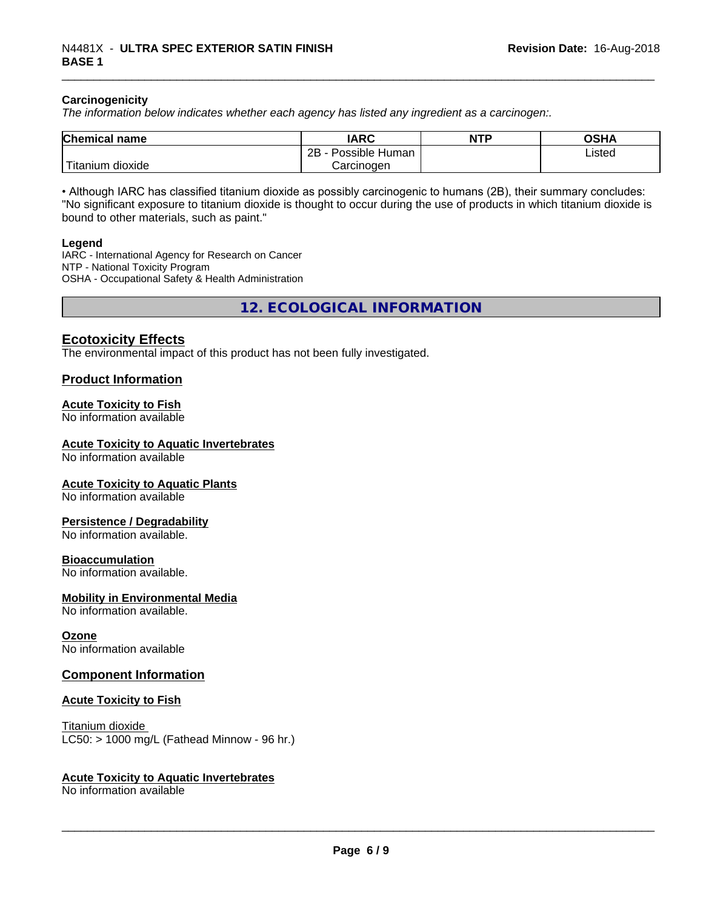### Carcinogenicity

*The information below indicates whether each agency has listed any ingredient as a carcinogen:.*

| Chemical name | IARC | NTP | OSHA |
|---|---|---|---|
| Titanium dioxide | 2B - Possible Human Carcinogen | | Listed |

• Although IARC has classified titanium dioxide as possibly carcinogenic to humans (2B), their summary concludes: "No significant exposure to titanium dioxide is thought to occur during the use of products in which titanium dioxide is bound to other materials, such as paint."

**Legend**

IARC - International Agency for Research on Cancer
NTP - National Toxicity Program
OSHA - Occupational Safety & Health Administration

## 12. ECOLOGICAL INFORMATION

### Ecotoxicity Effects

The environmental impact of this product has not been fully investigated.

### Product Information

**Acute Toxicity to Fish**
No information available

**Acute Toxicity to Aquatic Invertebrates**
No information available

**Acute Toxicity to Aquatic Plants**
No information available

**Persistence / Degradability**
No information available.

**Bioaccumulation**
No information available.

**Mobility in Environmental Media**
No information available.

**Ozone**
No information available

### Component Information

**Acute Toxicity to Fish**

Titanium dioxide
LC50: > 1000 mg/L (Fathead Minnow - 96 hr.)

**Acute Toxicity to Aquatic Invertebrates**
No information available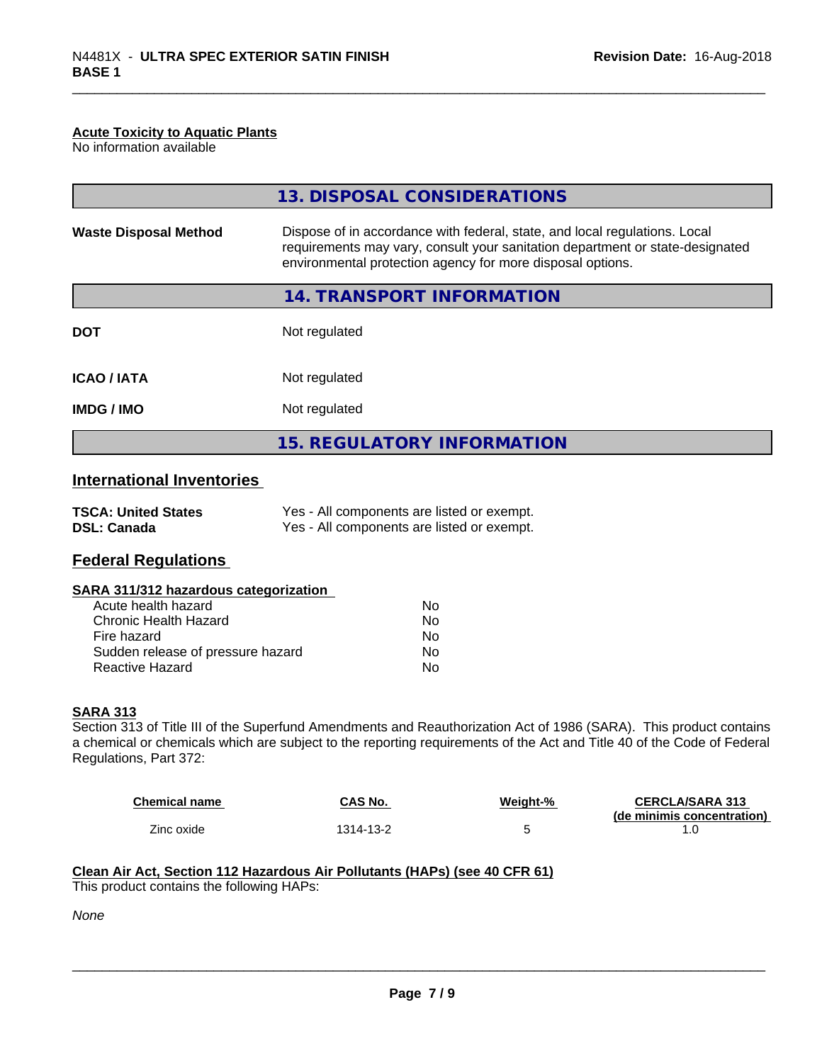**Acute Toxicity to Aquatic Plants**
No information available

## 13. DISPOSAL CONSIDERATIONS

| | |
|---|---|
| **Waste Disposal Method** | Dispose of in accordance with federal, state, and local regulations. Local requirements may vary, consult your sanitation department or state-designated environmental protection agency for more disposal options. |

## 14. TRANSPORT INFORMATION

| | |
|---|---|
| **DOT** | Not regulated |
| **ICAO / IATA** | Not regulated |
| **IMDG / IMO** | Not regulated |

## 15. REGULATORY INFORMATION

### International Inventories

| | |
|---|---|
| **TSCA: United States** | Yes - All components are listed or exempt. |
| **DSL: Canada** | Yes - All components are listed or exempt. |

### Federal Regulations

**SARA 311/312 hazardous categorization**

| | |
|---|---|
| Acute health hazard | No |
| Chronic Health Hazard | No |
| Fire hazard | No |
| Sudden release of pressure hazard | No |
| Reactive Hazard | No |

**SARA 313**
Section 313 of Title III of the Superfund Amendments and Reauthorization Act of 1986 (SARA). This product contains a chemical or chemicals which are subject to the reporting requirements of the Act and Title 40 of the Code of Federal Regulations, Part 372:

| Chemical name | CAS No. | Weight-% | CERCLA/SARA 313 (de minimis concentration) |
|---|---|---|---|
| Zinc oxide | 1314-13-2 | 5 | 1.0 |

**Clean Air Act, Section 112 Hazardous Air Pollutants (HAPs) (see 40 CFR 61)**
This product contains the following HAPs:

*None*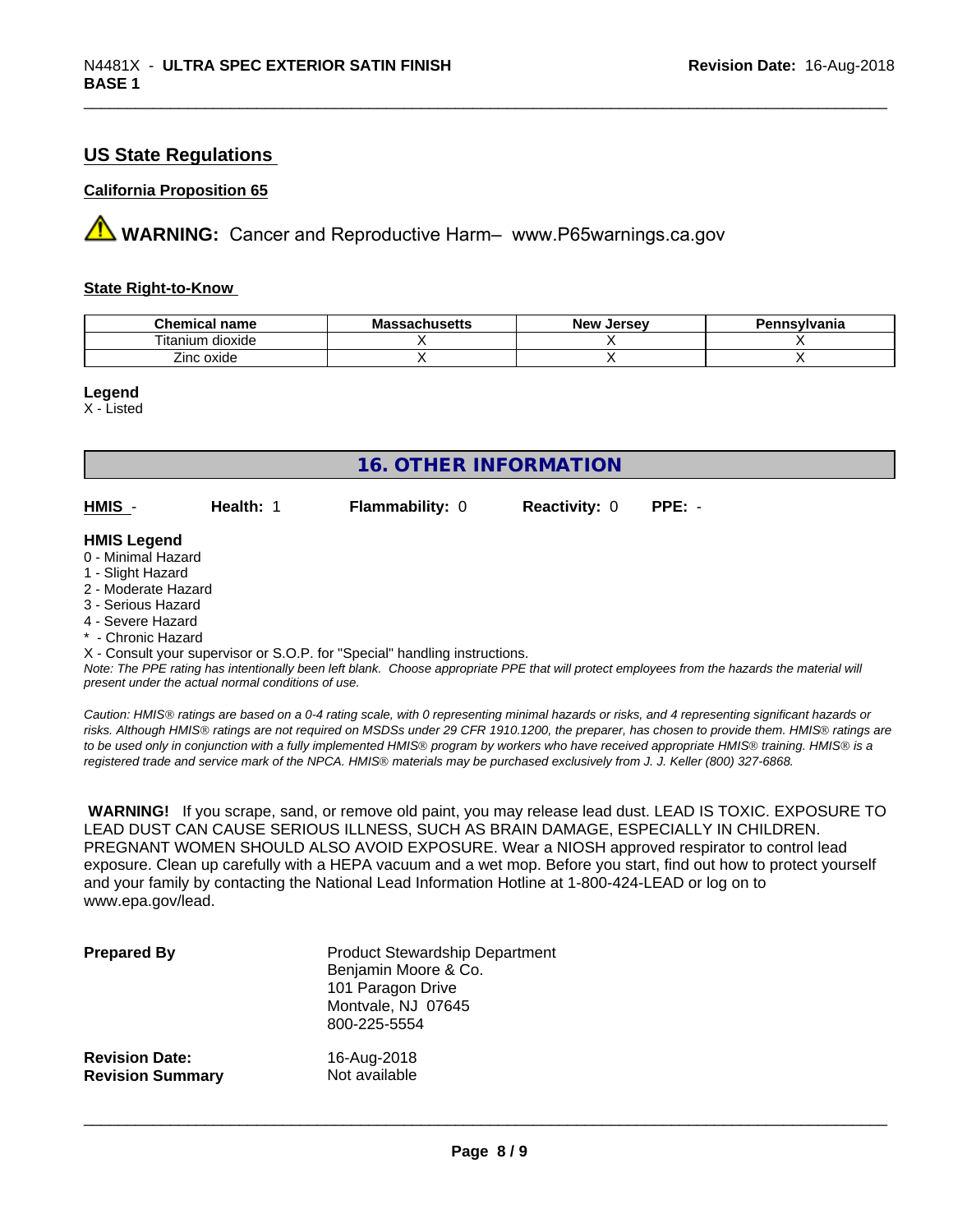## US State Regulations

### California Proposition 65

⚠ **WARNING:** Cancer and Reproductive Harm– www.P65warnings.ca.gov

### State Right-to-Know

| Chemical name | Massachusetts | New Jersey | Pennsylvania |
|---|---|---|---|
| Titanium dioxide | X | X | X |
| Zinc oxide | X | X | X |

**Legend**
X - Listed

## 16. OTHER INFORMATION

**HMIS** - **Health:** 1 **Flammability:** 0 **Reactivity:** 0 **PPE:** -

**HMIS Legend**
0 - Minimal Hazard
1 - Slight Hazard
2 - Moderate Hazard
3 - Serious Hazard
4 - Severe Hazard
* - Chronic Hazard
X - Consult your supervisor or S.O.P. for "Special" handling instructions.

*Note: The PPE rating has intentionally been left blank. Choose appropriate PPE that will protect employees from the hazards the material will present under the actual normal conditions of use.*

*Caution: HMIS® ratings are based on a 0-4 rating scale, with 0 representing minimal hazards or risks, and 4 representing significant hazards or risks. Although HMIS® ratings are not required on MSDSs under 29 CFR 1910.1200, the preparer, has chosen to provide them. HMIS® ratings are to be used only in conjunction with a fully implemented HMIS® program by workers who have received appropriate HMIS® training. HMIS® is a registered trade and service mark of the NPCA. HMIS® materials may be purchased exclusively from J. J. Keller (800) 327-6868.*

**WARNING!** If you scrape, sand, or remove old paint, you may release lead dust. LEAD IS TOXIC. EXPOSURE TO LEAD DUST CAN CAUSE SERIOUS ILLNESS, SUCH AS BRAIN DAMAGE, ESPECIALLY IN CHILDREN. PREGNANT WOMEN SHOULD ALSO AVOID EXPOSURE. Wear a NIOSH approved respirator to control lead exposure. Clean up carefully with a HEPA vacuum and a wet mop. Before you start, find out how to protect yourself and your family by contacting the National Lead Information Hotline at 1-800-424-LEAD or log on to www.epa.gov/lead.

**Prepared By**
Product Stewardship Department
Benjamin Moore & Co.
101 Paragon Drive
Montvale, NJ 07645
800-225-5554

**Revision Date:** 16-Aug-2018
**Revision Summary** Not available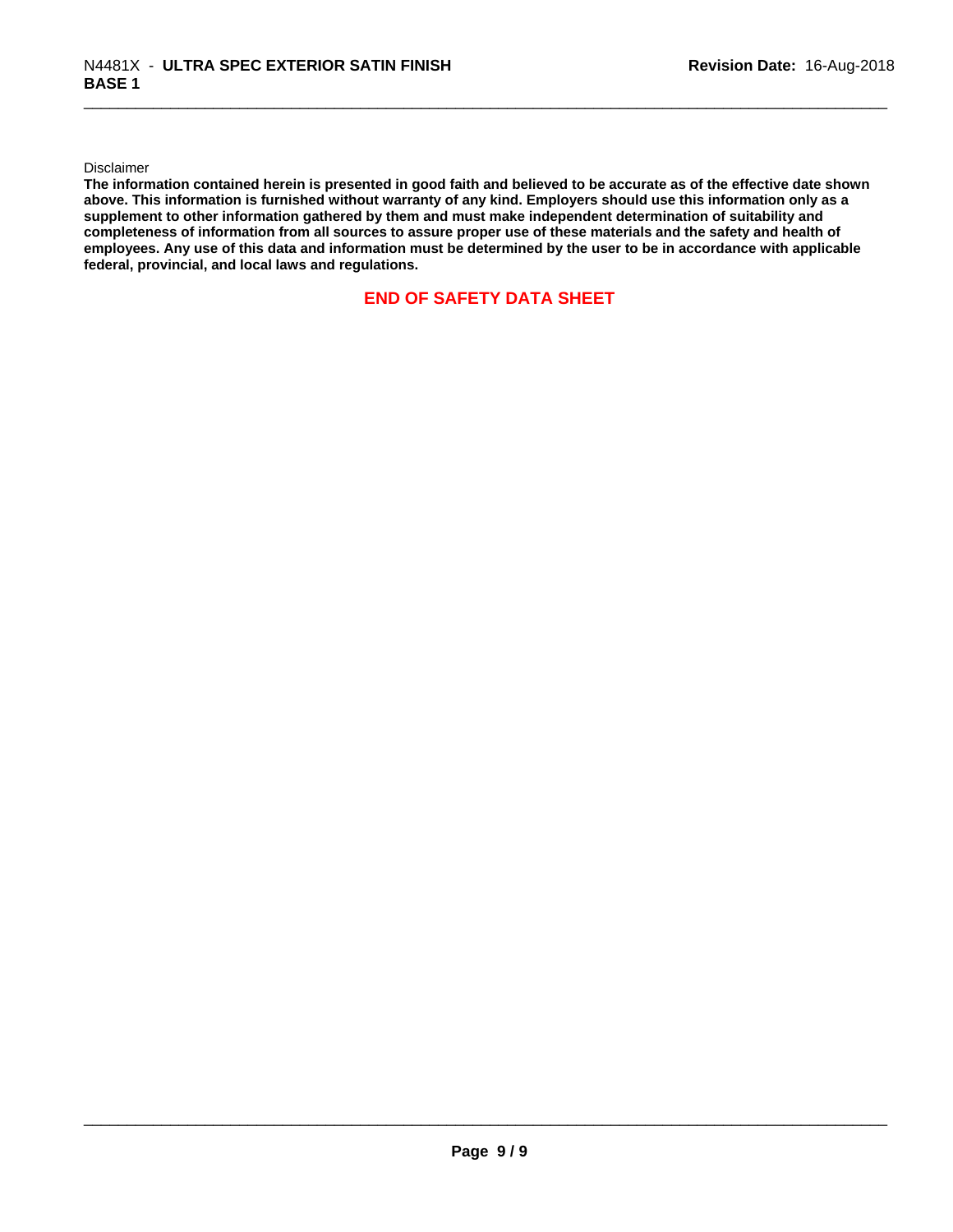Disclaimer

**The information contained herein is presented in good faith and believed to be accurate as of the effective date shown above. This information is furnished without warranty of any kind. Employers should use this information only as a supplement to other information gathered by them and must make independent determination of suitability and completeness of information from all sources to assure proper use of these materials and the safety and health of employees. Any use of this data and information must be determined by the user to be in accordance with applicable federal, provincial, and local laws and regulations.**

**END OF SAFETY DATA SHEET**